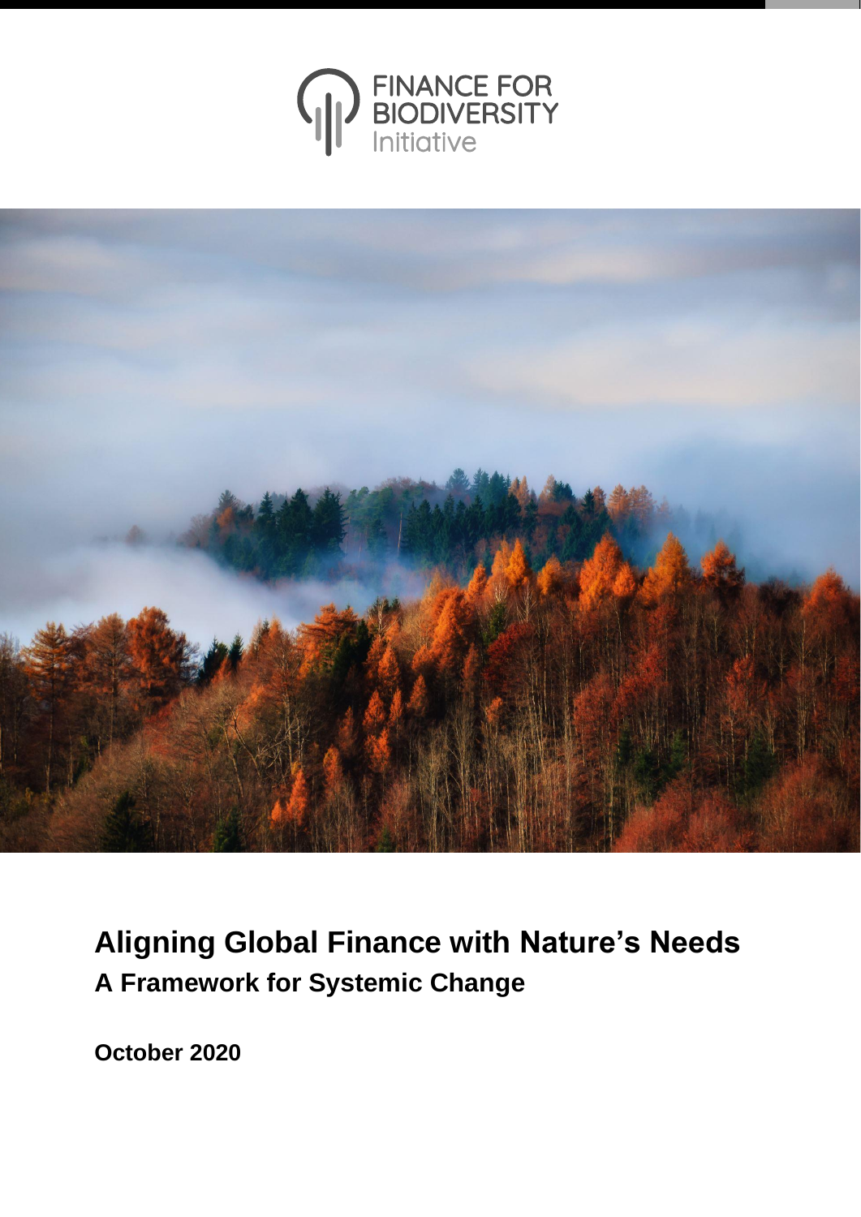FINANCE FOR BIODIVERSITY Initiative

# Aligning Global Finance with Nature's Needs

## A Framework for Systemic Change

**October 2020**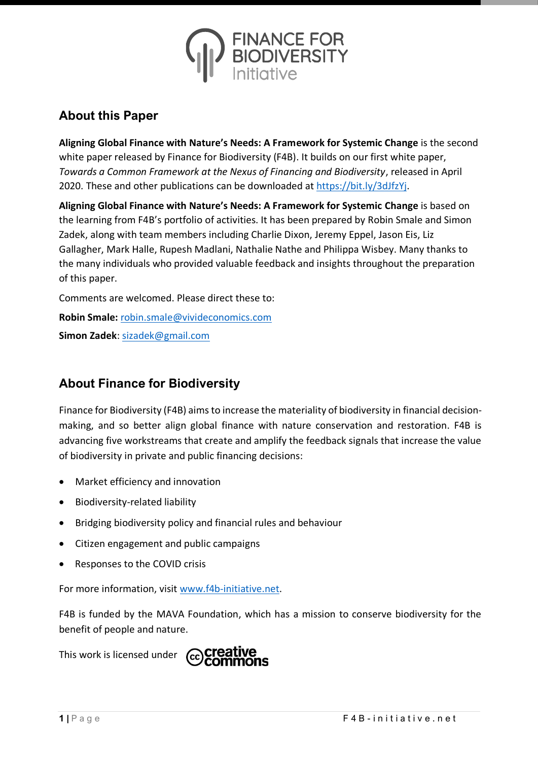## About this Paper

**Aligning Global Finance with Nature's Needs: A Framework for Systemic Change** is the second white paper released by Finance for Biodiversity (F4B). It builds on our first white paper, *Towards a Common Framework at the Nexus of Financing and Biodiversity*, released in April 2020. These and other publications can be downloaded at https://bit.ly/3dJfzYj.

**Aligning Global Finance with Nature's Needs: A Framework for Systemic Change** is based on the learning from F4B's portfolio of activities. It has been prepared by Robin Smale and Simon Zadek, along with team members including Charlie Dixon, Jeremy Eppel, Jason Eis, Liz Gallagher, Mark Halle, Rupesh Madlani, Nathalie Nathe and Philippa Wisbey. Many thanks to the many individuals who provided valuable feedback and insights throughout the preparation of this paper.

Comments are welcomed. Please direct these to:

**Robin Smale:** robin.smale@vivideconomics.com

**Simon Zadek**: sizadek@gmail.com

## About Finance for Biodiversity

Finance for Biodiversity (F4B) aims to increase the materiality of biodiversity in financial decision-making, and so better align global finance with nature conservation and restoration. F4B is advancing five workstreams that create and amplify the feedback signals that increase the value of biodiversity in private and public financing decisions:

- Market efficiency and innovation
- Biodiversity-related liability
- Bridging biodiversity policy and financial rules and behaviour
- Citizen engagement and public campaigns
- Responses to the COVID crisis

For more information, visit www.f4b-initiative.net.

F4B is funded by the MAVA Foundation, which has a mission to conserve biodiversity for the benefit of people and nature.

This work is licensed under creative commons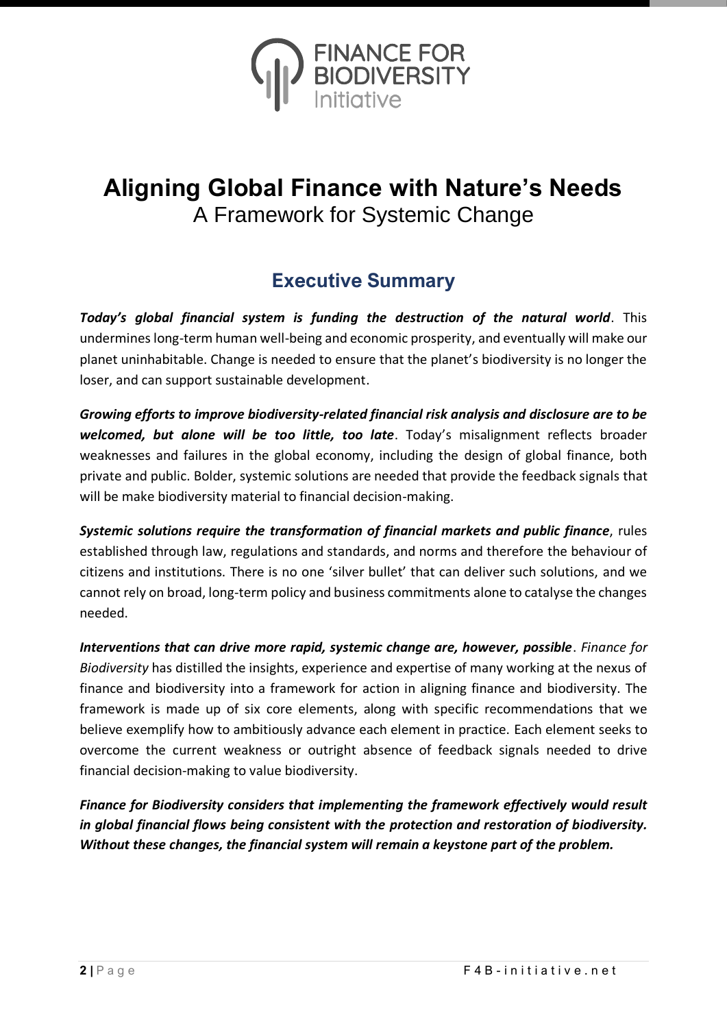# Aligning Global Finance with Nature's Needs

A Framework for Systemic Change

## Executive Summary

***Today's global financial system is funding the destruction of the natural world***. This undermines long-term human well-being and economic prosperity, and eventually will make our planet uninhabitable. Change is needed to ensure that the planet's biodiversity is no longer the loser, and can support sustainable development.

***Growing efforts to improve biodiversity-related financial risk analysis and disclosure are to be welcomed, but alone will be too little, too late***. Today's misalignment reflects broader weaknesses and failures in the global economy, including the design of global finance, both private and public. Bolder, systemic solutions are needed that provide the feedback signals that will be make biodiversity material to financial decision-making.

***Systemic solutions require the transformation of financial markets and public finance***, rules established through law, regulations and standards, and norms and therefore the behaviour of citizens and institutions. There is no one 'silver bullet' that can deliver such solutions, and we cannot rely on broad, long-term policy and business commitments alone to catalyse the changes needed.

***Interventions that can drive more rapid, systemic change are, however, possible***. *Finance for Biodiversity* has distilled the insights, experience and expertise of many working at the nexus of finance and biodiversity into a framework for action in aligning finance and biodiversity. The framework is made up of six core elements, along with specific recommendations that we believe exemplify how to ambitiously advance each element in practice. Each element seeks to overcome the current weakness or outright absence of feedback signals needed to drive financial decision-making to value biodiversity.

***Finance for Biodiversity considers that implementing the framework effectively would result in global financial flows being consistent with the protection and restoration of biodiversity. Without these changes, the financial system will remain a keystone part of the problem.***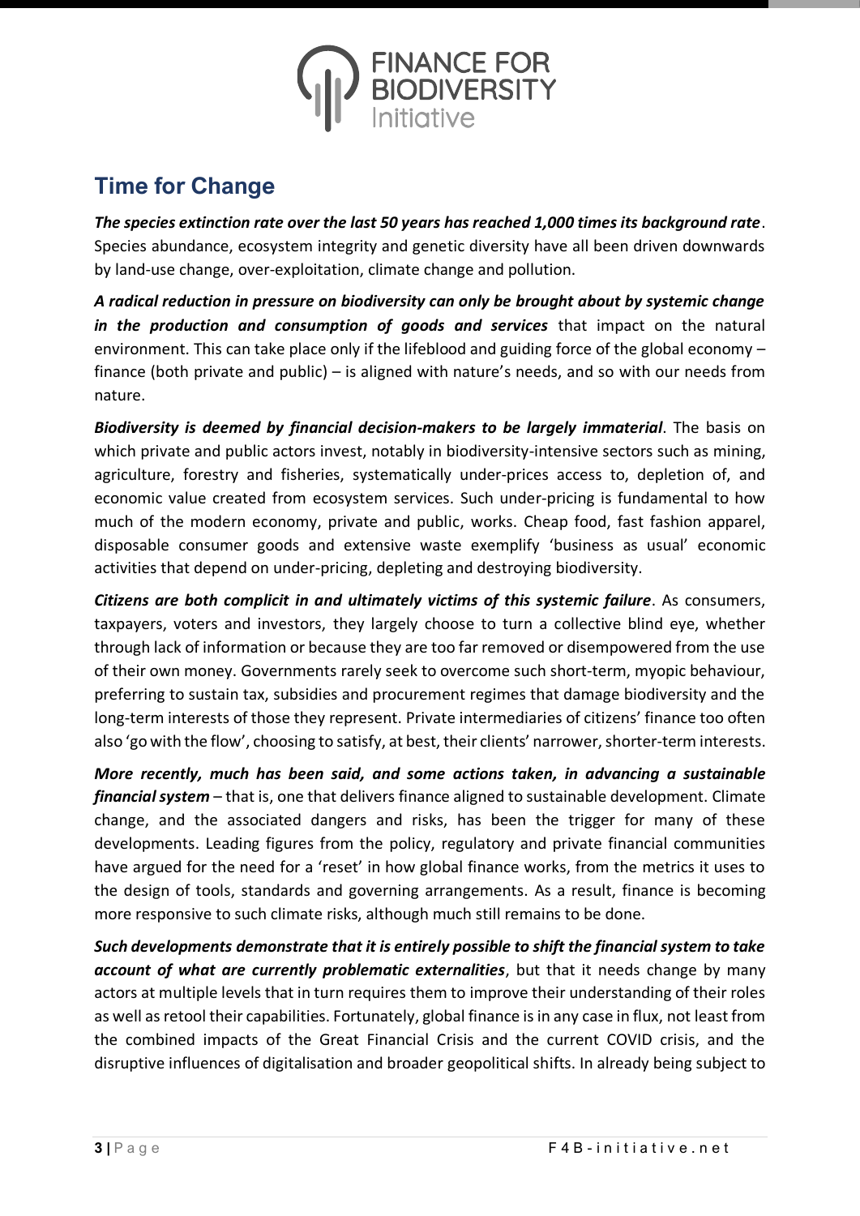## Time for Change

***The species extinction rate over the last 50 years has reached 1,000 times its background rate***. Species abundance, ecosystem integrity and genetic diversity have all been driven downwards by land-use change, over-exploitation, climate change and pollution.

***A radical reduction in pressure on biodiversity can only be brought about by systemic change in the production and consumption of goods and services*** that impact on the natural environment. This can take place only if the lifeblood and guiding force of the global economy – finance (both private and public) – is aligned with nature's needs, and so with our needs from nature.

***Biodiversity is deemed by financial decision-makers to be largely immaterial***. The basis on which private and public actors invest, notably in biodiversity-intensive sectors such as mining, agriculture, forestry and fisheries, systematically under-prices access to, depletion of, and economic value created from ecosystem services. Such under-pricing is fundamental to how much of the modern economy, private and public, works. Cheap food, fast fashion apparel, disposable consumer goods and extensive waste exemplify 'business as usual' economic activities that depend on under-pricing, depleting and destroying biodiversity.

***Citizens are both complicit in and ultimately victims of this systemic failure***. As consumers, taxpayers, voters and investors, they largely choose to turn a collective blind eye, whether through lack of information or because they are too far removed or disempowered from the use of their own money. Governments rarely seek to overcome such short-term, myopic behaviour, preferring to sustain tax, subsidies and procurement regimes that damage biodiversity and the long-term interests of those they represent. Private intermediaries of citizens' finance too often also 'go with the flow', choosing to satisfy, at best, their clients' narrower, shorter-term interests.

***More recently, much has been said, and some actions taken, in advancing a sustainable financial system*** – that is, one that delivers finance aligned to sustainable development. Climate change, and the associated dangers and risks, has been the trigger for many of these developments. Leading figures from the policy, regulatory and private financial communities have argued for the need for a 'reset' in how global finance works, from the metrics it uses to the design of tools, standards and governing arrangements. As a result, finance is becoming more responsive to such climate risks, although much still remains to be done.

***Such developments demonstrate that it is entirely possible to shift the financial system to take account of what are currently problematic externalities***, but that it needs change by many actors at multiple levels that in turn requires them to improve their understanding of their roles as well as retool their capabilities. Fortunately, global finance is in any case in flux, not least from the combined impacts of the Great Financial Crisis and the current COVID crisis, and the disruptive influences of digitalisation and broader geopolitical shifts. In already being subject to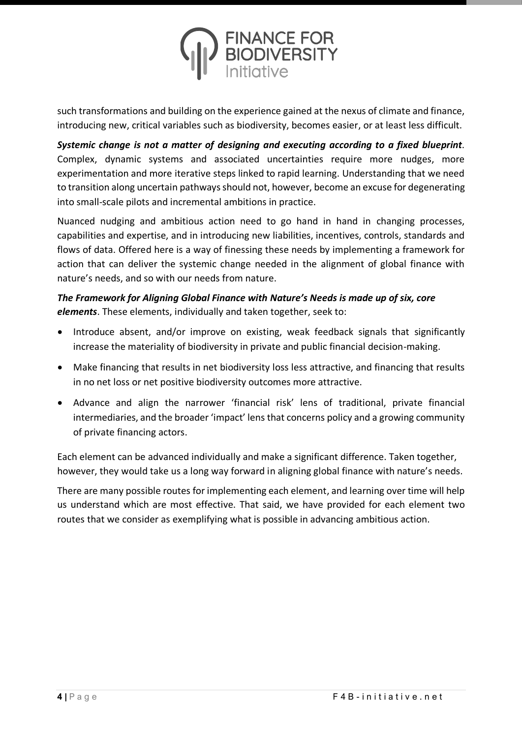such transformations and building on the experience gained at the nexus of climate and finance, introducing new, critical variables such as biodiversity, becomes easier, or at least less difficult.

***Systemic change is not a matter of designing and executing according to a fixed blueprint***. Complex, dynamic systems and associated uncertainties require more nudges, more experimentation and more iterative steps linked to rapid learning. Understanding that we need to transition along uncertain pathways should not, however, become an excuse for degenerating into small-scale pilots and incremental ambitions in practice.

Nuanced nudging and ambitious action need to go hand in hand in changing processes, capabilities and expertise, and in introducing new liabilities, incentives, controls, standards and flows of data. Offered here is a way of finessing these needs by implementing a framework for action that can deliver the systemic change needed in the alignment of global finance with nature's needs, and so with our needs from nature.

***The Framework for Aligning Global Finance with Nature's Needs is made up of six, core elements***. These elements, individually and taken together, seek to:

- Introduce absent, and/or improve on existing, weak feedback signals that significantly increase the materiality of biodiversity in private and public financial decision-making.
- Make financing that results in net biodiversity loss less attractive, and financing that results in no net loss or net positive biodiversity outcomes more attractive.
- Advance and align the narrower 'financial risk' lens of traditional, private financial intermediaries, and the broader 'impact' lens that concerns policy and a growing community of private financing actors.

Each element can be advanced individually and make a significant difference. Taken together, however, they would take us a long way forward in aligning global finance with nature's needs.

There are many possible routes for implementing each element, and learning over time will help us understand which are most effective. That said, we have provided for each element two routes that we consider as exemplifying what is possible in advancing ambitious action.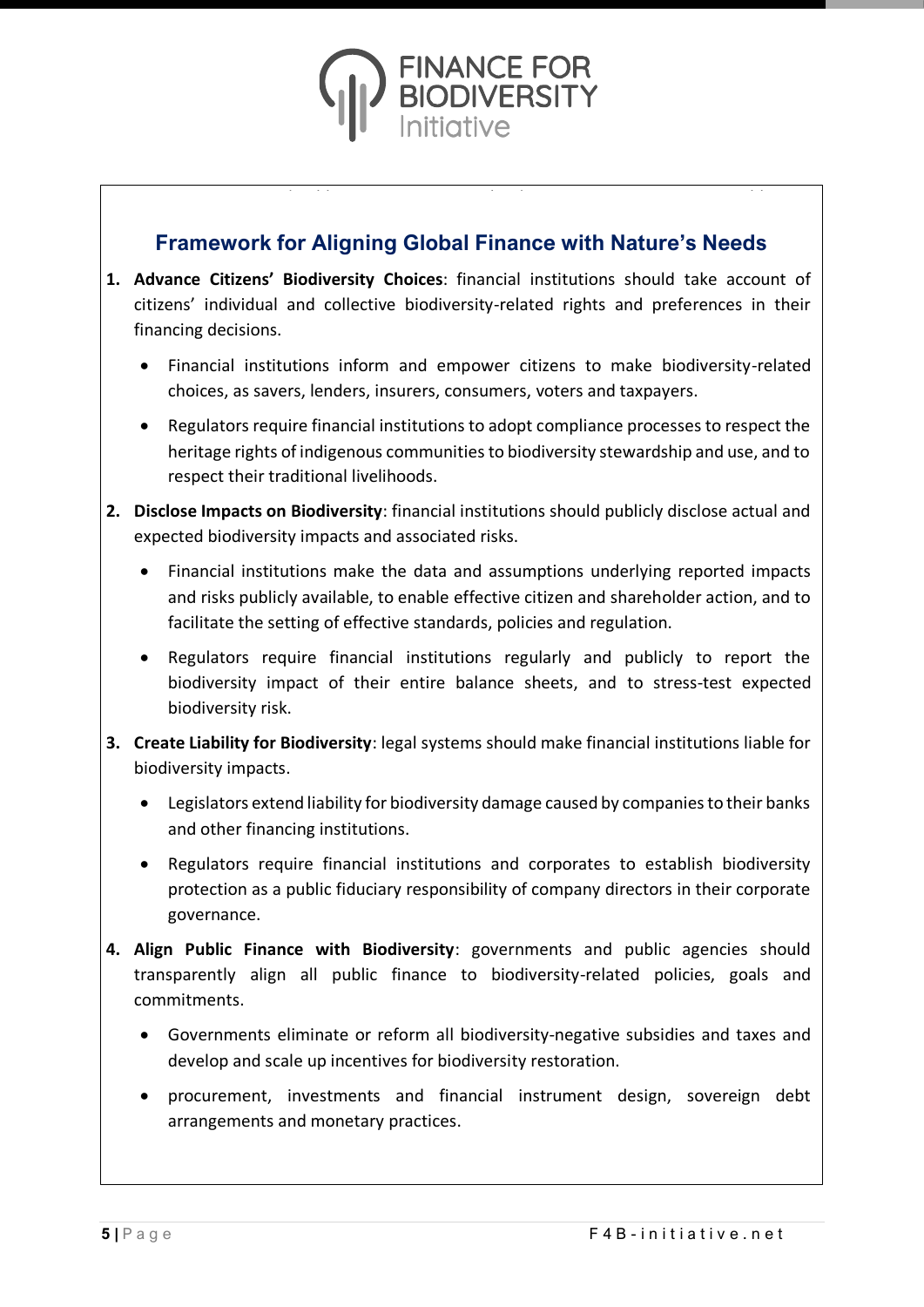## Framework for Aligning Global Finance with Nature's Needs

1. **Advance Citizens' Biodiversity Choices**: financial institutions should take account of citizens' individual and collective biodiversity-related rights and preferences in their financing decisions.

    - Financial institutions inform and empower citizens to make biodiversity-related choices, as savers, lenders, insurers, consumers, voters and taxpayers.
    - Regulators require financial institutions to adopt compliance processes to respect the heritage rights of indigenous communities to biodiversity stewardship and use, and to respect their traditional livelihoods.

2. **Disclose Impacts on Biodiversity**: financial institutions should publicly disclose actual and expected biodiversity impacts and associated risks.

    - Financial institutions make the data and assumptions underlying reported impacts and risks publicly available, to enable effective citizen and shareholder action, and to facilitate the setting of effective standards, policies and regulation.
    - Regulators require financial institutions regularly and publicly to report the biodiversity impact of their entire balance sheets, and to stress-test expected biodiversity risk.

3. **Create Liability for Biodiversity**: legal systems should make financial institutions liable for biodiversity impacts.

    - Legislators extend liability for biodiversity damage caused by companies to their banks and other financing institutions.
    - Regulators require financial institutions and corporates to establish biodiversity protection as a public fiduciary responsibility of company directors in their corporate governance.

4. **Align Public Finance with Biodiversity**: governments and public agencies should transparently align all public finance to biodiversity-related policies, goals and commitments.

    - Governments eliminate or reform all biodiversity-negative subsidies and taxes and develop and scale up incentives for biodiversity restoration.
    - procurement, investments and financial instrument design, sovereign debt arrangements and monetary practices.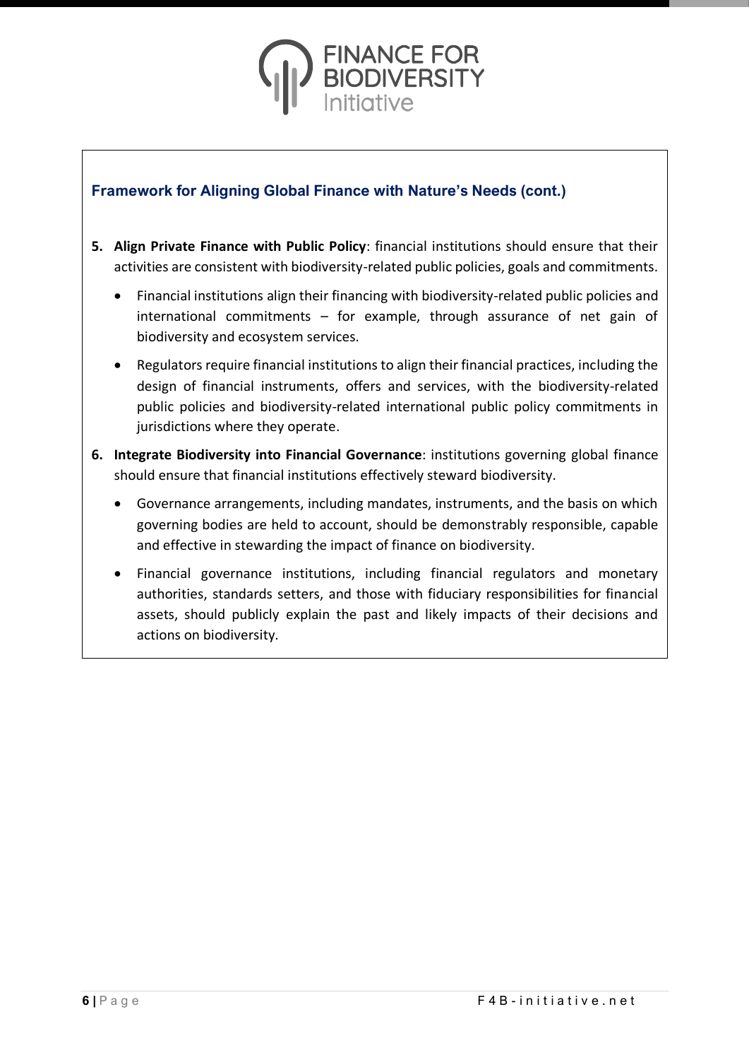### Framework for Aligning Global Finance with Nature's Needs (cont.)

5. **Align Private Finance with Public Policy**: financial institutions should ensure that their activities are consistent with biodiversity-related public policies, goals and commitments.
    - Financial institutions align their financing with biodiversity-related public policies and international commitments – for example, through assurance of net gain of biodiversity and ecosystem services.
    - Regulators require financial institutions to align their financial practices, including the design of financial instruments, offers and services, with the biodiversity-related public policies and biodiversity-related international public policy commitments in jurisdictions where they operate.
6. **Integrate Biodiversity into Financial Governance**: institutions governing global finance should ensure that financial institutions effectively steward biodiversity.
    - Governance arrangements, including mandates, instruments, and the basis on which governing bodies are held to account, should be demonstrably responsible, capable and effective in stewarding the impact of finance on biodiversity.
    - Financial governance institutions, including financial regulators and monetary authorities, standards setters, and those with fiduciary responsibilities for financial assets, should publicly explain the past and likely impacts of their decisions and actions on biodiversity.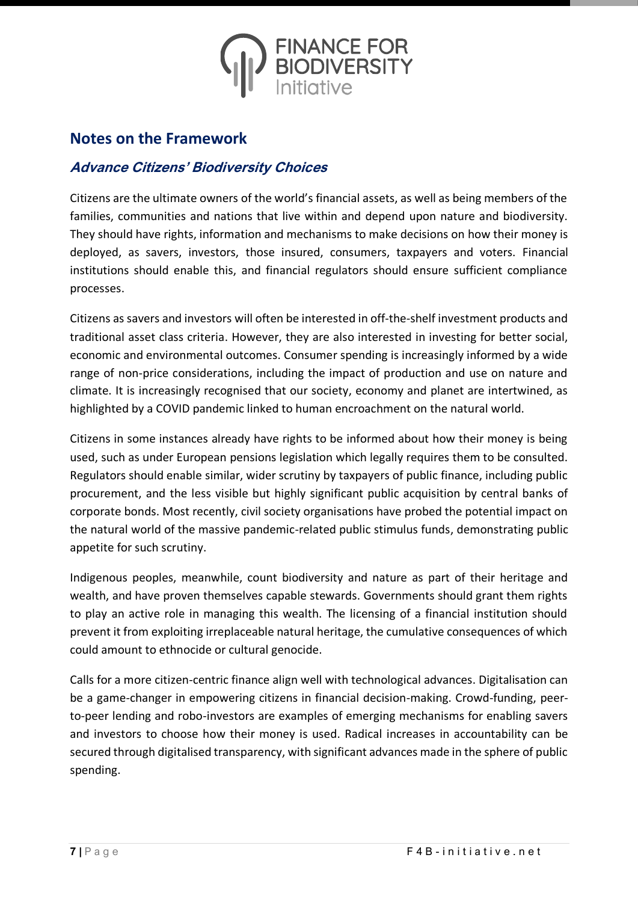## Notes on the Framework

### *Advance Citizens' Biodiversity Choices*

Citizens are the ultimate owners of the world's financial assets, as well as being members of the families, communities and nations that live within and depend upon nature and biodiversity. They should have rights, information and mechanisms to make decisions on how their money is deployed, as savers, investors, those insured, consumers, taxpayers and voters. Financial institutions should enable this, and financial regulators should ensure sufficient compliance processes.

Citizens as savers and investors will often be interested in off-the-shelf investment products and traditional asset class criteria. However, they are also interested in investing for better social, economic and environmental outcomes. Consumer spending is increasingly informed by a wide range of non-price considerations, including the impact of production and use on nature and climate. It is increasingly recognised that our society, economy and planet are intertwined, as highlighted by a COVID pandemic linked to human encroachment on the natural world.

Citizens in some instances already have rights to be informed about how their money is being used, such as under European pensions legislation which legally requires them to be consulted. Regulators should enable similar, wider scrutiny by taxpayers of public finance, including public procurement, and the less visible but highly significant public acquisition by central banks of corporate bonds. Most recently, civil society organisations have probed the potential impact on the natural world of the massive pandemic-related public stimulus funds, demonstrating public appetite for such scrutiny.

Indigenous peoples, meanwhile, count biodiversity and nature as part of their heritage and wealth, and have proven themselves capable stewards. Governments should grant them rights to play an active role in managing this wealth. The licensing of a financial institution should prevent it from exploiting irreplaceable natural heritage, the cumulative consequences of which could amount to ethnocide or cultural genocide.

Calls for a more citizen-centric finance align well with technological advances. Digitalisation can be a game-changer in empowering citizens in financial decision-making. Crowd-funding, peer-to-peer lending and robo-investors are examples of emerging mechanisms for enabling savers and investors to choose how their money is used. Radical increases in accountability can be secured through digitalised transparency, with significant advances made in the sphere of public spending.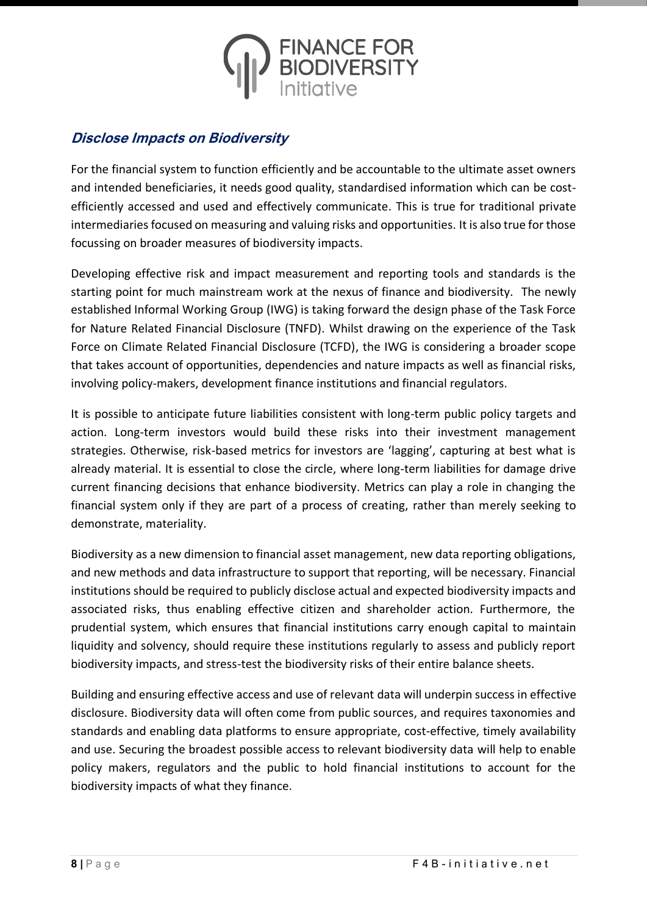## *Disclose Impacts on Biodiversity*

For the financial system to function efficiently and be accountable to the ultimate asset owners and intended beneficiaries, it needs good quality, standardised information which can be cost-efficiently accessed and used and effectively communicate. This is true for traditional private intermediaries focused on measuring and valuing risks and opportunities. It is also true for those focussing on broader measures of biodiversity impacts.

Developing effective risk and impact measurement and reporting tools and standards is the starting point for much mainstream work at the nexus of finance and biodiversity. The newly established Informal Working Group (IWG) is taking forward the design phase of the Task Force for Nature Related Financial Disclosure (TNFD). Whilst drawing on the experience of the Task Force on Climate Related Financial Disclosure (TCFD), the IWG is considering a broader scope that takes account of opportunities, dependencies and nature impacts as well as financial risks, involving policy-makers, development finance institutions and financial regulators.

It is possible to anticipate future liabilities consistent with long-term public policy targets and action. Long-term investors would build these risks into their investment management strategies. Otherwise, risk-based metrics for investors are 'lagging', capturing at best what is already material. It is essential to close the circle, where long-term liabilities for damage drive current financing decisions that enhance biodiversity. Metrics can play a role in changing the financial system only if they are part of a process of creating, rather than merely seeking to demonstrate, materiality.

Biodiversity as a new dimension to financial asset management, new data reporting obligations, and new methods and data infrastructure to support that reporting, will be necessary. Financial institutions should be required to publicly disclose actual and expected biodiversity impacts and associated risks, thus enabling effective citizen and shareholder action. Furthermore, the prudential system, which ensures that financial institutions carry enough capital to maintain liquidity and solvency, should require these institutions regularly to assess and publicly report biodiversity impacts, and stress-test the biodiversity risks of their entire balance sheets.

Building and ensuring effective access and use of relevant data will underpin success in effective disclosure. Biodiversity data will often come from public sources, and requires taxonomies and standards and enabling data platforms to ensure appropriate, cost-effective, timely availability and use. Securing the broadest possible access to relevant biodiversity data will help to enable policy makers, regulators and the public to hold financial institutions to account for the biodiversity impacts of what they finance.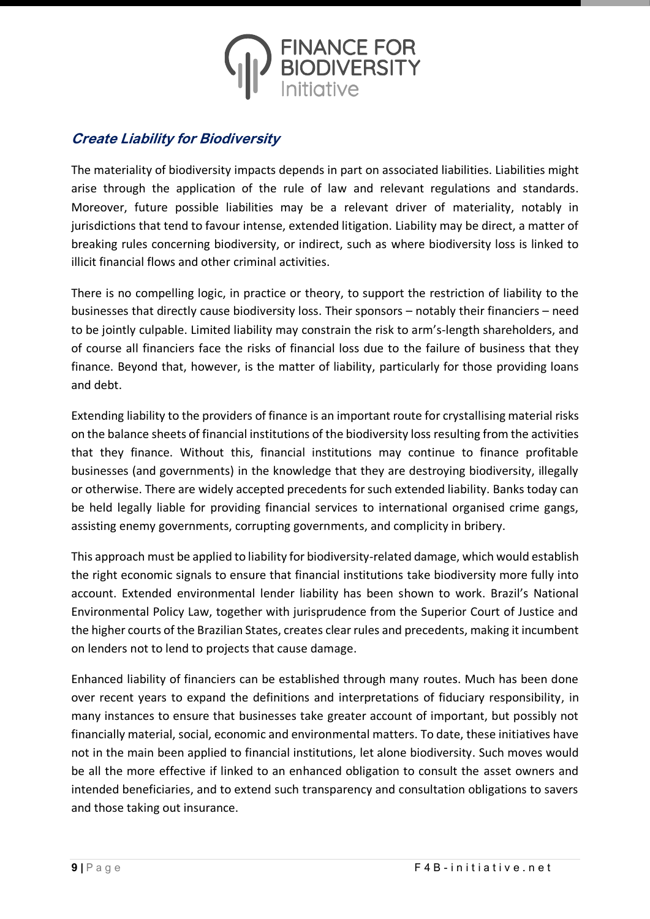## *Create Liability for Biodiversity*

The materiality of biodiversity impacts depends in part on associated liabilities. Liabilities might arise through the application of the rule of law and relevant regulations and standards. Moreover, future possible liabilities may be a relevant driver of materiality, notably in jurisdictions that tend to favour intense, extended litigation. Liability may be direct, a matter of breaking rules concerning biodiversity, or indirect, such as where biodiversity loss is linked to illicit financial flows and other criminal activities.

There is no compelling logic, in practice or theory, to support the restriction of liability to the businesses that directly cause biodiversity loss. Their sponsors – notably their financiers – need to be jointly culpable. Limited liability may constrain the risk to arm's-length shareholders, and of course all financiers face the risks of financial loss due to the failure of business that they finance. Beyond that, however, is the matter of liability, particularly for those providing loans and debt.

Extending liability to the providers of finance is an important route for crystallising material risks on the balance sheets of financial institutions of the biodiversity loss resulting from the activities that they finance. Without this, financial institutions may continue to finance profitable businesses (and governments) in the knowledge that they are destroying biodiversity, illegally or otherwise. There are widely accepted precedents for such extended liability. Banks today can be held legally liable for providing financial services to international organised crime gangs, assisting enemy governments, corrupting governments, and complicity in bribery.

This approach must be applied to liability for biodiversity-related damage, which would establish the right economic signals to ensure that financial institutions take biodiversity more fully into account. Extended environmental lender liability has been shown to work. Brazil's National Environmental Policy Law, together with jurisprudence from the Superior Court of Justice and the higher courts of the Brazilian States, creates clear rules and precedents, making it incumbent on lenders not to lend to projects that cause damage.

Enhanced liability of financiers can be established through many routes. Much has been done over recent years to expand the definitions and interpretations of fiduciary responsibility, in many instances to ensure that businesses take greater account of important, but possibly not financially material, social, economic and environmental matters. To date, these initiatives have not in the main been applied to financial institutions, let alone biodiversity. Such moves would be all the more effective if linked to an enhanced obligation to consult the asset owners and intended beneficiaries, and to extend such transparency and consultation obligations to savers and those taking out insurance.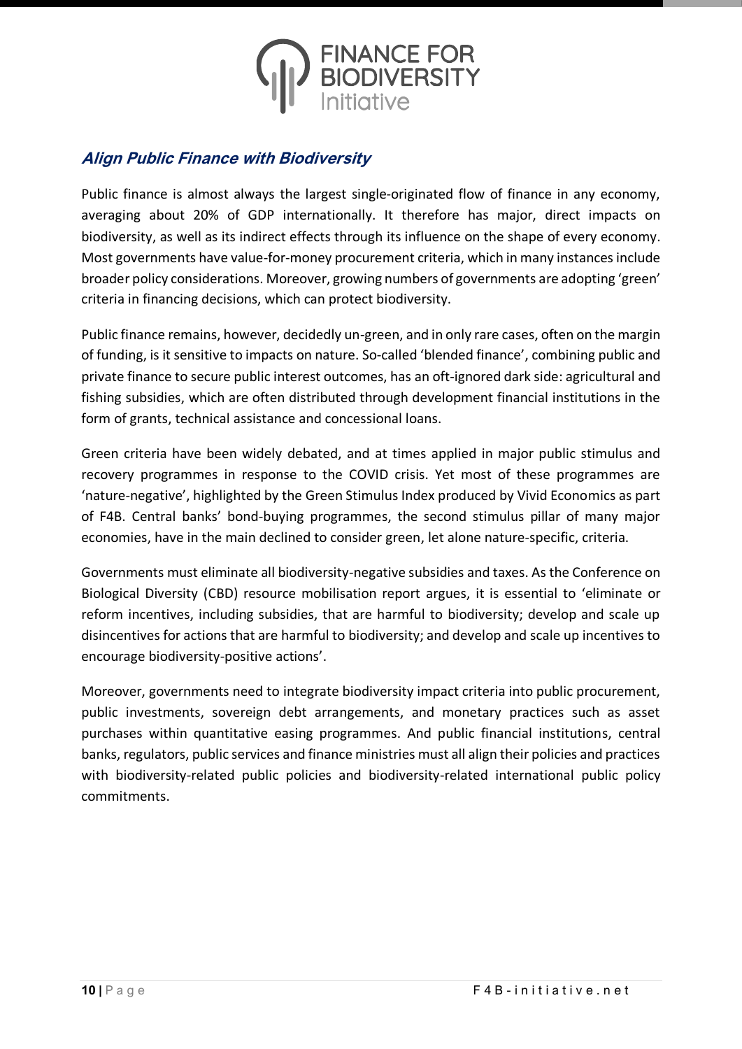## *Align Public Finance with Biodiversity*

Public finance is almost always the largest single-originated flow of finance in any economy, averaging about 20% of GDP internationally. It therefore has major, direct impacts on biodiversity, as well as its indirect effects through its influence on the shape of every economy. Most governments have value-for-money procurement criteria, which in many instances include broader policy considerations. Moreover, growing numbers of governments are adopting 'green' criteria in financing decisions, which can protect biodiversity.

Public finance remains, however, decidedly un-green, and in only rare cases, often on the margin of funding, is it sensitive to impacts on nature. So-called 'blended finance', combining public and private finance to secure public interest outcomes, has an oft-ignored dark side: agricultural and fishing subsidies, which are often distributed through development financial institutions in the form of grants, technical assistance and concessional loans.

Green criteria have been widely debated, and at times applied in major public stimulus and recovery programmes in response to the COVID crisis. Yet most of these programmes are 'nature-negative', highlighted by the Green Stimulus Index produced by Vivid Economics as part of F4B. Central banks' bond-buying programmes, the second stimulus pillar of many major economies, have in the main declined to consider green, let alone nature-specific, criteria.

Governments must eliminate all biodiversity-negative subsidies and taxes. As the Conference on Biological Diversity (CBD) resource mobilisation report argues, it is essential to 'eliminate or reform incentives, including subsidies, that are harmful to biodiversity; develop and scale up disincentives for actions that are harmful to biodiversity; and develop and scale up incentives to encourage biodiversity-positive actions'.

Moreover, governments need to integrate biodiversity impact criteria into public procurement, public investments, sovereign debt arrangements, and monetary practices such as asset purchases within quantitative easing programmes. And public financial institutions, central banks, regulators, public services and finance ministries must all align their policies and practices with biodiversity-related public policies and biodiversity-related international public policy commitments.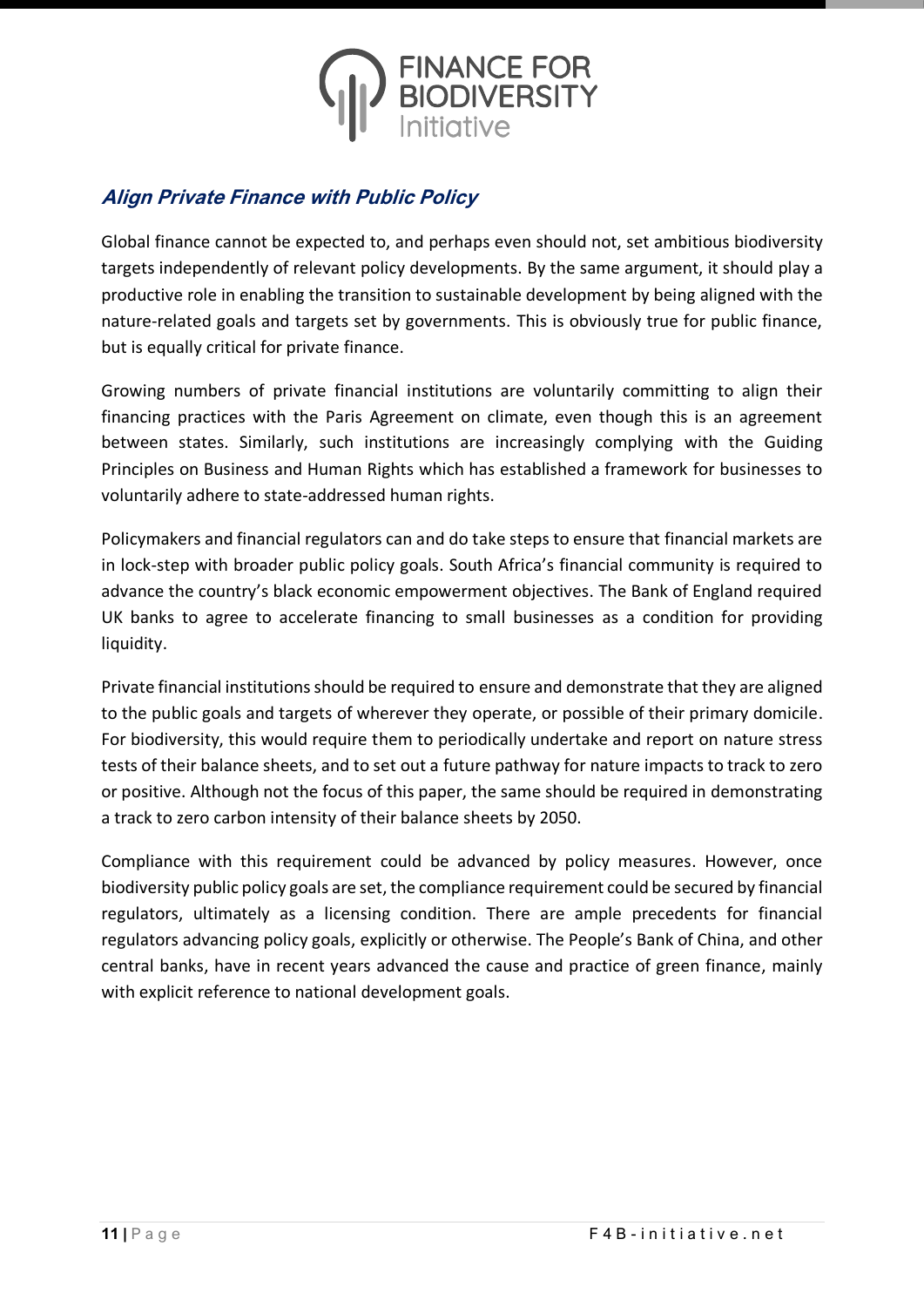## *Align Private Finance with Public Policy*

Global finance cannot be expected to, and perhaps even should not, set ambitious biodiversity targets independently of relevant policy developments. By the same argument, it should play a productive role in enabling the transition to sustainable development by being aligned with the nature-related goals and targets set by governments. This is obviously true for public finance, but is equally critical for private finance.

Growing numbers of private financial institutions are voluntarily committing to align their financing practices with the Paris Agreement on climate, even though this is an agreement between states. Similarly, such institutions are increasingly complying with the Guiding Principles on Business and Human Rights which has established a framework for businesses to voluntarily adhere to state-addressed human rights.

Policymakers and financial regulators can and do take steps to ensure that financial markets are in lock-step with broader public policy goals. South Africa's financial community is required to advance the country's black economic empowerment objectives. The Bank of England required UK banks to agree to accelerate financing to small businesses as a condition for providing liquidity.

Private financial institutions should be required to ensure and demonstrate that they are aligned to the public goals and targets of wherever they operate, or possible of their primary domicile. For biodiversity, this would require them to periodically undertake and report on nature stress tests of their balance sheets, and to set out a future pathway for nature impacts to track to zero or positive. Although not the focus of this paper, the same should be required in demonstrating a track to zero carbon intensity of their balance sheets by 2050.

Compliance with this requirement could be advanced by policy measures. However, once biodiversity public policy goals are set, the compliance requirement could be secured by financial regulators, ultimately as a licensing condition. There are ample precedents for financial regulators advancing policy goals, explicitly or otherwise. The People's Bank of China, and other central banks, have in recent years advanced the cause and practice of green finance, mainly with explicit reference to national development goals.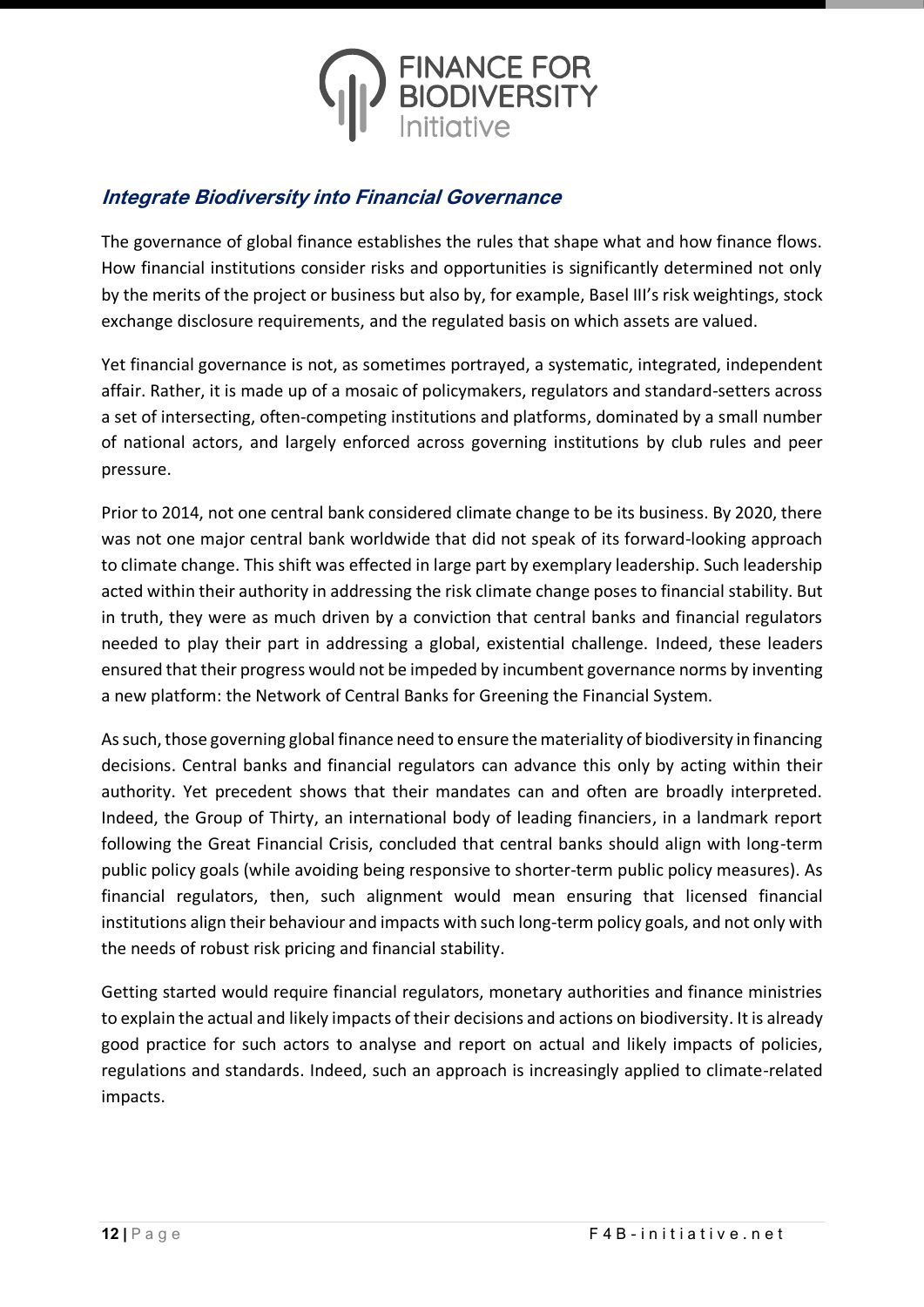## *Integrate Biodiversity into Financial Governance*

The governance of global finance establishes the rules that shape what and how finance flows. How financial institutions consider risks and opportunities is significantly determined not only by the merits of the project or business but also by, for example, Basel III's risk weightings, stock exchange disclosure requirements, and the regulated basis on which assets are valued.

Yet financial governance is not, as sometimes portrayed, a systematic, integrated, independent affair. Rather, it is made up of a mosaic of policymakers, regulators and standard-setters across a set of intersecting, often-competing institutions and platforms, dominated by a small number of national actors, and largely enforced across governing institutions by club rules and peer pressure.

Prior to 2014, not one central bank considered climate change to be its business. By 2020, there was not one major central bank worldwide that did not speak of its forward-looking approach to climate change. This shift was effected in large part by exemplary leadership. Such leadership acted within their authority in addressing the risk climate change poses to financial stability. But in truth, they were as much driven by a conviction that central banks and financial regulators needed to play their part in addressing a global, existential challenge. Indeed, these leaders ensured that their progress would not be impeded by incumbent governance norms by inventing a new platform: the Network of Central Banks for Greening the Financial System.

As such, those governing global finance need to ensure the materiality of biodiversity in financing decisions. Central banks and financial regulators can advance this only by acting within their authority. Yet precedent shows that their mandates can and often are broadly interpreted. Indeed, the Group of Thirty, an international body of leading financiers, in a landmark report following the Great Financial Crisis, concluded that central banks should align with long-term public policy goals (while avoiding being responsive to shorter-term public policy measures). As financial regulators, then, such alignment would mean ensuring that licensed financial institutions align their behaviour and impacts with such long-term policy goals, and not only with the needs of robust risk pricing and financial stability.

Getting started would require financial regulators, monetary authorities and finance ministries to explain the actual and likely impacts of their decisions and actions on biodiversity. It is already good practice for such actors to analyse and report on actual and likely impacts of policies, regulations and standards. Indeed, such an approach is increasingly applied to climate-related impacts.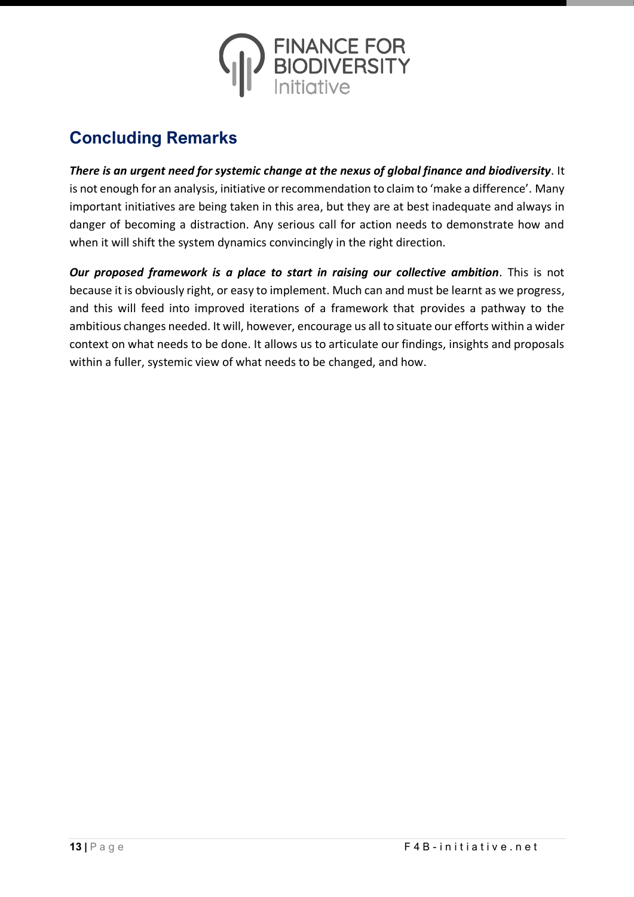## Concluding Remarks

***There is an urgent need for systemic change at the nexus of global finance and biodiversity***. It is not enough for an analysis, initiative or recommendation to claim to 'make a difference'. Many important initiatives are being taken in this area, but they are at best inadequate and always in danger of becoming a distraction. Any serious call for action needs to demonstrate how and when it will shift the system dynamics convincingly in the right direction.

***Our proposed framework is a place to start in raising our collective ambition***. This is not because it is obviously right, or easy to implement. Much can and must be learnt as we progress, and this will feed into improved iterations of a framework that provides a pathway to the ambitious changes needed. It will, however, encourage us all to situate our efforts within a wider context on what needs to be done. It allows us to articulate our findings, insights and proposals within a fuller, systemic view of what needs to be changed, and how.